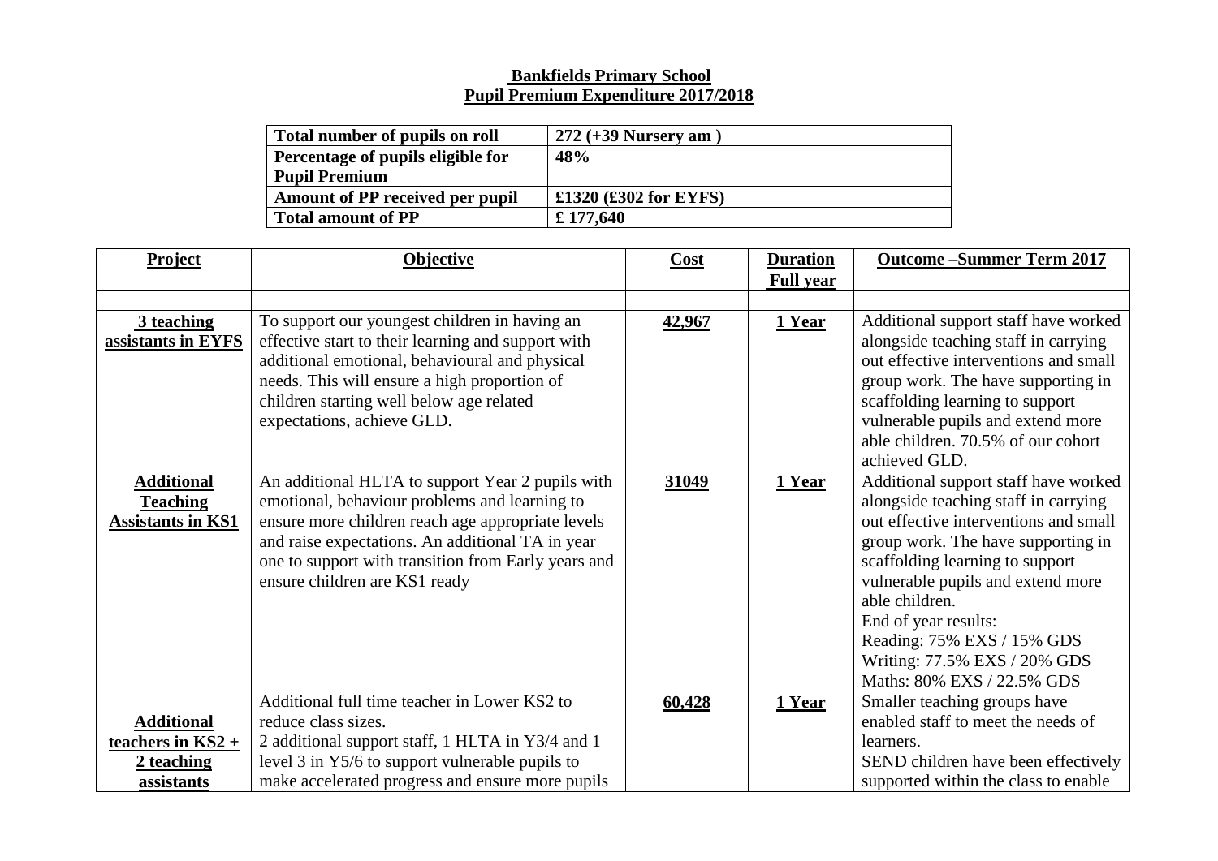**Bankfields Primary School**
**Pupil Premium Expenditure 2017/2018**

| | |
|---|---|
| **Total number of pupils on roll** | **272 (+39 Nursery am )** |
| **Percentage of pupils eligible for Pupil Premium** | **48%** |
| **Amount of PP received per pupil** | **£1320 (£302 for EYFS)** |
| **Total amount of PP** | **£ 177,640** |

| **Project** | **Objective** | **Cost** | **Duration** | **Outcome –Summer Term 2017** |
|---|---|---|---|---|
| | | | **Full year** | |
| | | | | |
| **3 teaching assistants in EYFS** | To support our youngest children in having an effective start to their learning and support with additional emotional, behavioural and physical needs. This will ensure a high proportion of children starting well below age related expectations, achieve GLD. | **42,967** | **1 Year** | Additional support staff have worked alongside teaching staff in carrying out effective interventions and small group work. The have supporting in scaffolding learning to support vulnerable pupils and extend more able children. 70.5% of our cohort achieved GLD. |
| **Additional Teaching Assistants in KS1** | An additional HLTA to support Year 2 pupils with emotional, behaviour problems and learning to ensure more children reach age appropriate levels and raise expectations. An additional TA in year one to support with transition from Early years and ensure children are KS1 ready | **31049** | **1 Year** | Additional support staff have worked alongside teaching staff in carrying out effective interventions and small group work. The have supporting in scaffolding learning to support vulnerable pupils and extend more able children.<br>End of year results:<br>Reading: 75% EXS / 15% GDS<br>Writing: 77.5% EXS / 20% GDS<br>Maths: 80% EXS / 22.5% GDS |
| **Additional teachers in KS2 + 2 teaching assistants** | Additional full time teacher in Lower KS2 to reduce class sizes.<br>2 additional support staff, 1 HLTA in Y3/4 and 1 level 3 in Y5/6 to support vulnerable pupils to make accelerated progress and ensure more pupils | **60,428** | **1 Year** | Smaller teaching groups have enabled staff to meet the needs of learners.<br>SEND children have been effectively supported within the class to enable |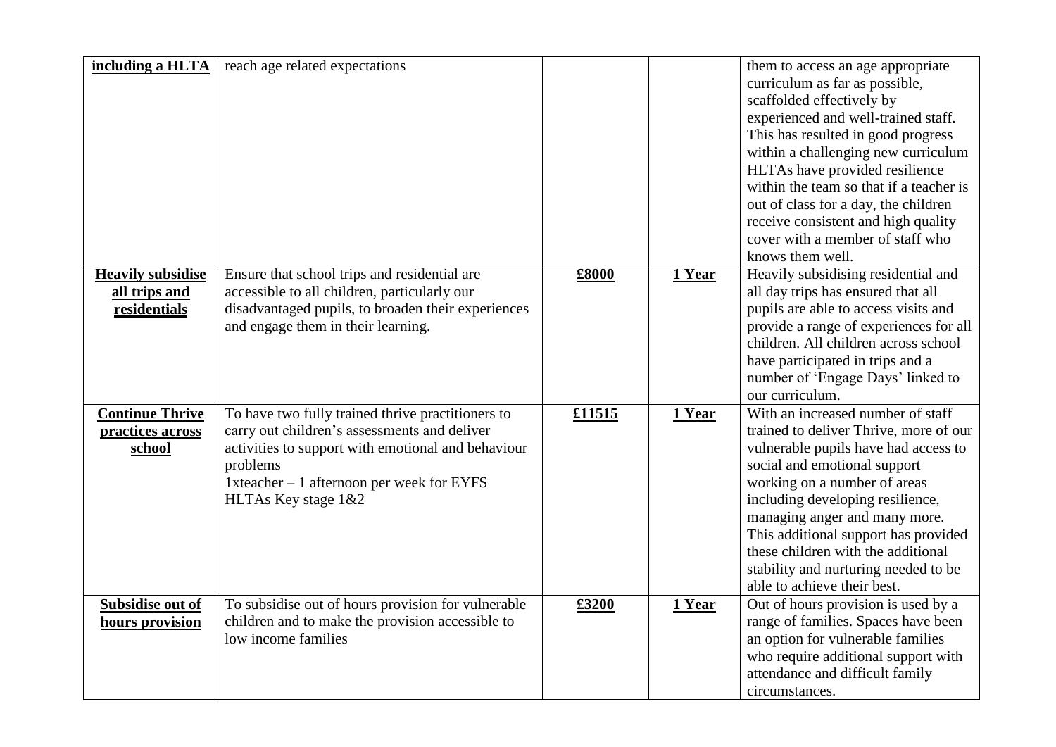| | | | | |
|---|---|---|---|---|
| **including a HLTA** | reach age related expectations | | | them to access an age appropriate curriculum as far as possible, scaffolded effectively by experienced and well-trained staff. This has resulted in good progress within a challenging new curriculum HLTAs have provided resilience within the team so that if a teacher is out of class for a day, the children receive consistent and high quality cover with a member of staff who knows them well. |
| **Heavily subsidise all trips and residentials** | Ensure that school trips and residential are accessible to all children, particularly our disadvantaged pupils, to broaden their experiences and engage them in their learning. | **£8000** | **1 Year** | Heavily subsidising residential and all day trips has ensured that all pupils are able to access visits and provide a range of experiences for all children. All children across school have participated in trips and a number of 'Engage Days' linked to our curriculum. |
| **Continue Thrive practices across school** | To have two fully trained thrive practitioners to carry out children's assessments and deliver activities to support with emotional and behaviour problems<br>1xteacher – 1 afternoon per week for EYFS<br>HLTAs Key stage 1&2 | **£11515** | **1 Year** | With an increased number of staff trained to deliver Thrive, more of our vulnerable pupils have had access to social and emotional support working on a number of areas including developing resilience, managing anger and many more. This additional support has provided these children with the additional stability and nurturing needed to be able to achieve their best. |
| **Subsidise out of hours provision** | To subsidise out of hours provision for vulnerable children and to make the provision accessible to low income families | **£3200** | **1 Year** | Out of hours provision is used by a range of families. Spaces have been an option for vulnerable families who require additional support with attendance and difficult family circumstances. |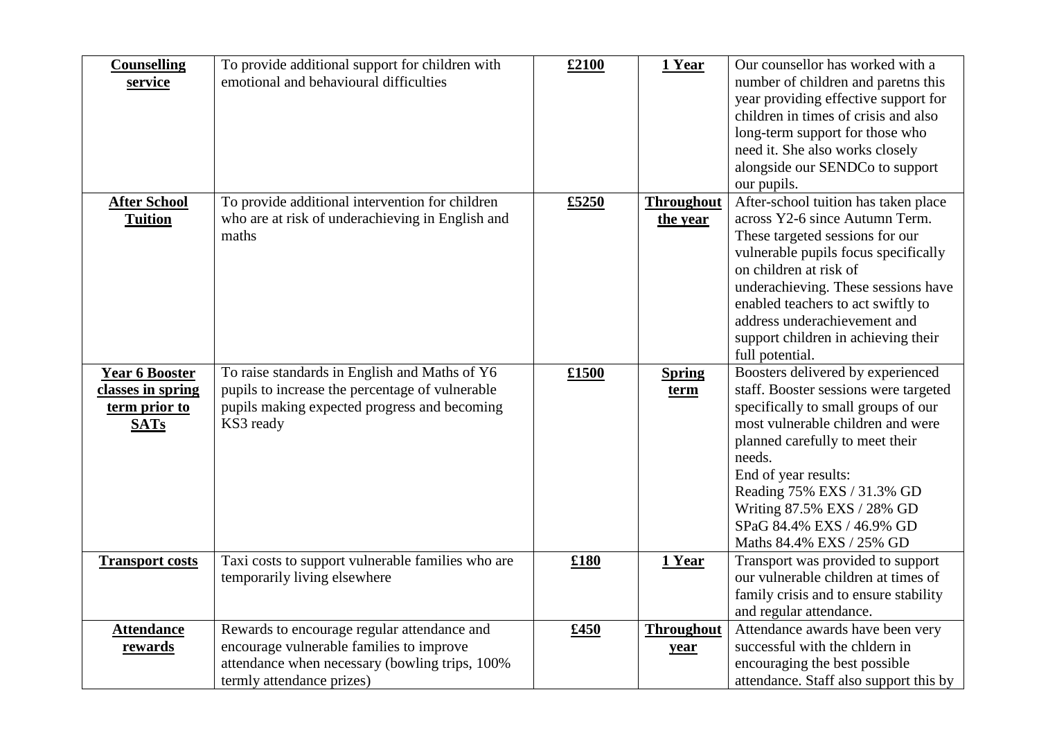| | | | | |
|---|---|---|---|---|
| **Counselling service** | To provide additional support for children with emotional and behavioural difficulties | **£2100** | **1 Year** | Our counsellor has worked with a number of children and paretns this year providing effective support for children in times of crisis and also long-term support for those who need it. She also works closely alongside our SENDCo to support our pupils. |
| **After School Tuition** | To provide additional intervention for children who are at risk of underachieving in English and maths | **£5250** | **Throughout the year** | After-school tuition has taken place across Y2-6 since Autumn Term. These targeted sessions for our vulnerable pupils focus specifically on children at risk of underachieving. These sessions have enabled teachers to act swiftly to address underachievement and support children in achieving their full potential. |
| **Year 6 Booster classes in spring term prior to SATs** | To raise standards in English and Maths of Y6 pupils to increase the percentage of vulnerable pupils making expected progress and becoming KS3 ready | **£1500** | **Spring term** | Boosters delivered by experienced staff. Booster sessions were targeted specifically to small groups of our most vulnerable children and were planned carefully to meet their needs.<br>End of year results:<br>Reading 75% EXS / 31.3% GD<br>Writing 87.5% EXS / 28% GD<br>SPaG 84.4% EXS / 46.9% GD<br>Maths 84.4% EXS / 25% GD |
| **Transport costs** | Taxi costs to support vulnerable families who are temporarily living elsewhere | **£180** | **1 Year** | Transport was provided to support our vulnerable children at times of family crisis and to ensure stability and regular attendance. |
| **Attendance rewards** | Rewards to encourage regular attendance and encourage vulnerable families to improve attendance when necessary (bowling trips, 100% termly attendance prizes) | **£450** | **Throughout year** | Attendance awards have been very successful with the chldern in encouraging the best possible attendance. Staff also support this by |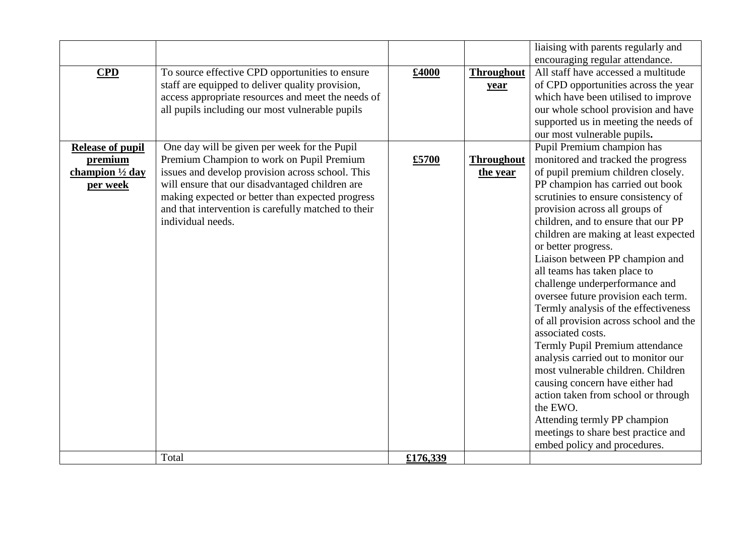| | | | | |
|---|---|---|---|---|
| | | | | liaising with parents regularly and encouraging regular attendance. |
| **CPD** | To source effective CPD opportunities to ensure staff are equipped to deliver quality provision, access appropriate resources and meet the needs of all pupils including our most vulnerable pupils | **£4000** | **Throughout year** | All staff have accessed a multitude of CPD opportunities across the year which have been utilised to improve our whole school provision and have supported us in meeting the needs of our most vulnerable pupils**.** |
| **Release of pupil premium champion ½ day per week** | One day will be given per week for the Pupil Premium Champion to work on Pupil Premium issues and develop provision across school. This will ensure that our disadvantaged children are making expected or better than expected progress and that intervention is carefully matched to their individual needs. | **£5700** | **Throughout the year** | Pupil Premium champion has monitored and tracked the progress of pupil premium children closely.<br>PP champion has carried out book scrutinies to ensure consistency of provision across all groups of children, and to ensure that our PP children are making at least expected or better progress.<br>Liaison between PP champion and all teams has taken place to challenge underperformance and oversee future provision each term.<br>Termly analysis of the effectiveness of all provision across school and the associated costs.<br>Termly Pupil Premium attendance analysis carried out to monitor our most vulnerable children. Children causing concern have either had action taken from school or through the EWO.<br>Attending termly PP champion meetings to share best practice and embed policy and procedures. |
| | Total | **£176,339** | | |